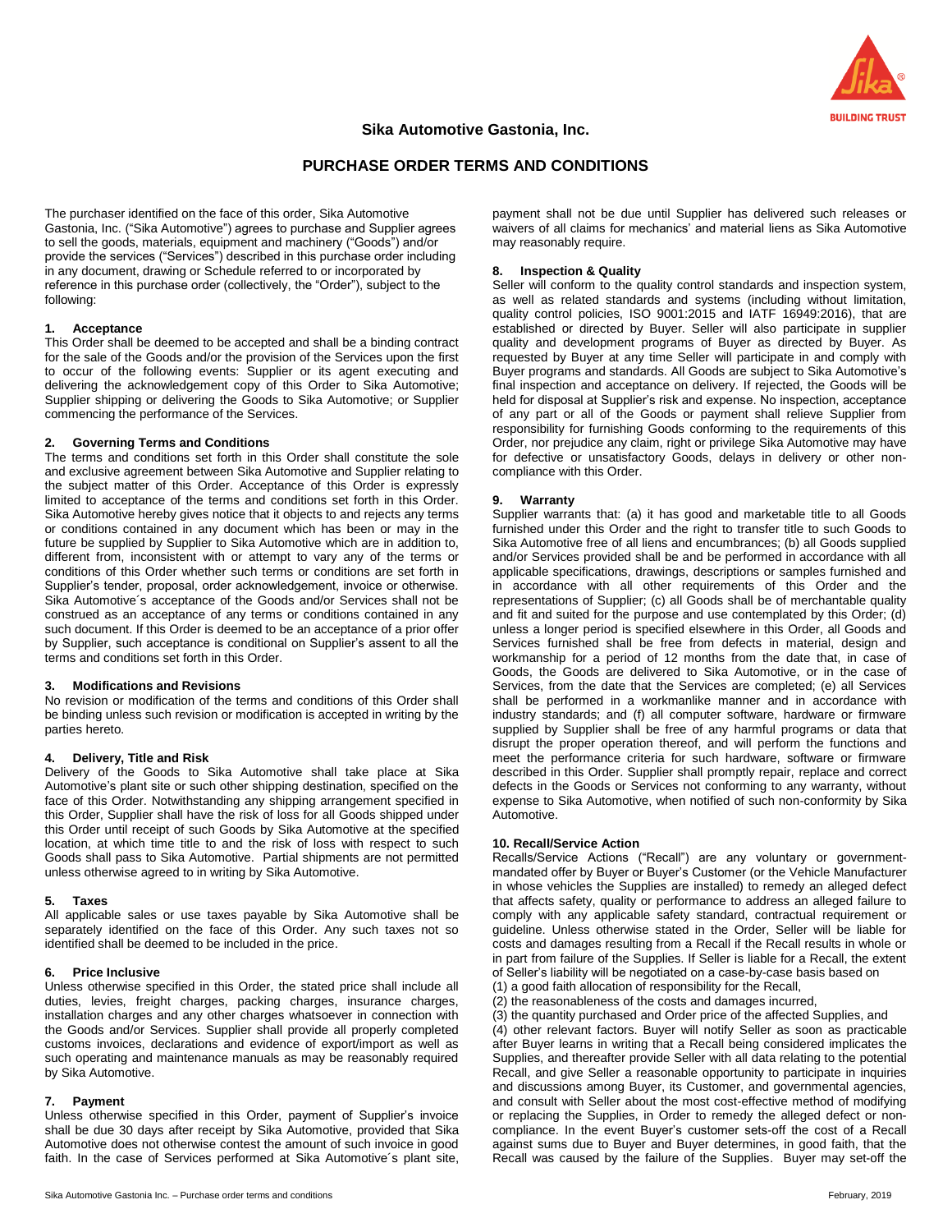# Sika Automotive Gastonia, Inc.

## PURCHASE ORDER TERMS AND CONDITIONS

The purchaser identified on the face of this order, Sika Automotive Gastonia, Inc. ("Sika Automotive") agrees to purchase and Supplier agrees to sell the goods, materials, equipment and machinery ("Goods") and/or provide the services ("Services") described in this purchase order including in any document, drawing or Schedule referred to or incorporated by reference in this purchase order (collectively, the "Order"), subject to the following:

### 1. Acceptance

This Order shall be deemed to be accepted and shall be a binding contract for the sale of the Goods and/or the provision of the Services upon the first to occur of the following events: Supplier or its agent executing and delivering the acknowledgement copy of this Order to Sika Automotive; Supplier shipping or delivering the Goods to Sika Automotive; or Supplier commencing the performance of the Services.

### 2. Governing Terms and Conditions

The terms and conditions set forth in this Order shall constitute the sole and exclusive agreement between Sika Automotive and Supplier relating to the subject matter of this Order. Acceptance of this Order is expressly limited to acceptance of the terms and conditions set forth in this Order. Sika Automotive hereby gives notice that it objects to and rejects any terms or conditions contained in any document which has been or may in the future be supplied by Supplier to Sika Automotive which are in addition to, different from, inconsistent with or attempt to vary any of the terms or conditions of this Order whether such terms or conditions are set forth in Supplier's tender, proposal, order acknowledgement, invoice or otherwise. Sika Automotive´s acceptance of the Goods and/or Services shall not be construed as an acceptance of any terms or conditions contained in any such document. If this Order is deemed to be an acceptance of a prior offer by Supplier, such acceptance is conditional on Supplier's assent to all the terms and conditions set forth in this Order.

### 3. Modifications and Revisions

No revision or modification of the terms and conditions of this Order shall be binding unless such revision or modification is accepted in writing by the parties hereto.

### 4. Delivery, Title and Risk

Delivery of the Goods to Sika Automotive shall take place at Sika Automotive's plant site or such other shipping destination, specified on the face of this Order. Notwithstanding any shipping arrangement specified in this Order, Supplier shall have the risk of loss for all Goods shipped under this Order until receipt of such Goods by Sika Automotive at the specified location, at which time title to and the risk of loss with respect to such Goods shall pass to Sika Automotive. Partial shipments are not permitted unless otherwise agreed to in writing by Sika Automotive.

### 5. Taxes

All applicable sales or use taxes payable by Sika Automotive shall be separately identified on the face of this Order. Any such taxes not so identified shall be deemed to be included in the price.

### 6. Price Inclusive

Unless otherwise specified in this Order, the stated price shall include all duties, levies, freight charges, packing charges, insurance charges, installation charges and any other charges whatsoever in connection with the Goods and/or Services. Supplier shall provide all properly completed customs invoices, declarations and evidence of export/import as well as such operating and maintenance manuals as may be reasonably required by Sika Automotive.

### 7. Payment

Unless otherwise specified in this Order, payment of Supplier's invoice shall be due 30 days after receipt by Sika Automotive, provided that Sika Automotive does not otherwise contest the amount of such invoice in good faith. In the case of Services performed at Sika Automotive´s plant site, payment shall not be due until Supplier has delivered such releases or waivers of all claims for mechanics' and material liens as Sika Automotive may reasonably require.

### 8. Inspection & Quality

Seller will conform to the quality control standards and inspection system, as well as related standards and systems (including without limitation, quality control policies, ISO 9001:2015 and IATF 16949:2016), that are established or directed by Buyer. Seller will also participate in supplier quality and development programs of Buyer as directed by Buyer. As requested by Buyer at any time Seller will participate in and comply with Buyer programs and standards. All Goods are subject to Sika Automotive's final inspection and acceptance on delivery. If rejected, the Goods will be held for disposal at Supplier's risk and expense. No inspection, acceptance of any part or all of the Goods or payment shall relieve Supplier from responsibility for furnishing Goods conforming to the requirements of this Order, nor prejudice any claim, right or privilege Sika Automotive may have for defective or unsatisfactory Goods, delays in delivery or other non-compliance with this Order.

### 9. Warranty

Supplier warrants that: (a) it has good and marketable title to all Goods furnished under this Order and the right to transfer title to such Goods to Sika Automotive free of all liens and encumbrances; (b) all Goods supplied and/or Services provided shall be and be performed in accordance with all applicable specifications, drawings, descriptions or samples furnished and in accordance with all other requirements of this Order and the representations of Supplier; (c) all Goods shall be of merchantable quality and fit and suited for the purpose and use contemplated by this Order; (d) unless a longer period is specified elsewhere in this Order, all Goods and Services furnished shall be free from defects in material, design and workmanship for a period of 12 months from the date that, in case of Goods, the Goods are delivered to Sika Automotive, or in the case of Services, from the date that the Services are completed; (e) all Services shall be performed in a workmanlike manner and in accordance with industry standards; and (f) all computer software, hardware or firmware supplied by Supplier shall be free of any harmful programs or data that disrupt the proper operation thereof, and will perform the functions and meet the performance criteria for such hardware, software or firmware described in this Order. Supplier shall promptly repair, replace and correct defects in the Goods or Services not conforming to any warranty, without expense to Sika Automotive, when notified of such non-conformity by Sika Automotive.

### 10. Recall/Service Action

Recalls/Service Actions ("Recall") are any voluntary or government-mandated offer by Buyer or Buyer's Customer (or the Vehicle Manufacturer in whose vehicles the Supplies are installed) to remedy an alleged defect that affects safety, quality or performance to address an alleged failure to comply with any applicable safety standard, contractual requirement or guideline. Unless otherwise stated in the Order, Seller will be liable for costs and damages resulting from a Recall if the Recall results in whole or in part from failure of the Supplies. If Seller is liable for a Recall, the extent of Seller's liability will be negotiated on a case-by-case basis based on

(1) a good faith allocation of responsibility for the Recall,
(2) the reasonableness of the costs and damages incurred,
(3) the quantity purchased and Order price of the affected Supplies, and
(4) other relevant factors. Buyer will notify Seller as soon as practicable after Buyer learns in writing that a Recall being considered implicates the Supplies, and thereafter provide Seller with all data relating to the potential Recall, and give Seller a reasonable opportunity to participate in inquiries and discussions among Buyer, its Customer, and governmental agencies, and consult with Seller about the most cost-effective method of modifying or replacing the Supplies, in Order to remedy the alleged defect or non-compliance. In the event Buyer's customer sets-off the cost of a Recall against sums due to Buyer and Buyer determines, in good faith, that the Recall was caused by the failure of the Supplies. Buyer may set-off the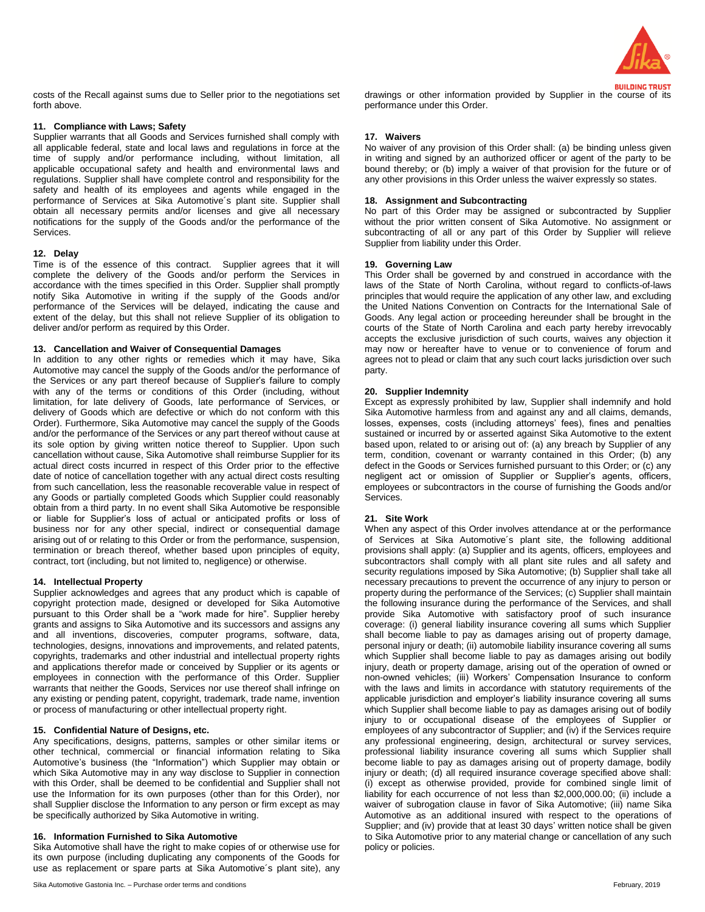costs of the Recall against sums due to Seller prior to the negotiations set forth above.

#### 11. Compliance with Laws; Safety

Supplier warrants that all Goods and Services furnished shall comply with all applicable federal, state and local laws and regulations in force at the time of supply and/or performance including, without limitation, all applicable occupational safety and health and environmental laws and regulations. Supplier shall have complete control and responsibility for the safety and health of its employees and agents while engaged in the performance of Services at Sika Automotive´s plant site. Supplier shall obtain all necessary permits and/or licenses and give all necessary notifications for the supply of the Goods and/or the performance of the Services.

#### 12. Delay

Time is of the essence of this contract. Supplier agrees that it will complete the delivery of the Goods and/or perform the Services in accordance with the times specified in this Order. Supplier shall promptly notify Sika Automotive in writing if the supply of the Goods and/or performance of the Services will be delayed, indicating the cause and extent of the delay, but this shall not relieve Supplier of its obligation to deliver and/or perform as required by this Order.

#### 13. Cancellation and Waiver of Consequential Damages

In addition to any other rights or remedies which it may have, Sika Automotive may cancel the supply of the Goods and/or the performance of the Services or any part thereof because of Supplier's failure to comply with any of the terms or conditions of this Order (including, without limitation, for late delivery of Goods, late performance of Services, or delivery of Goods which are defective or which do not conform with this Order). Furthermore, Sika Automotive may cancel the supply of the Goods and/or the performance of the Services or any part thereof without cause at its sole option by giving written notice thereof to Supplier. Upon such cancellation without cause, Sika Automotive shall reimburse Supplier for its actual direct costs incurred in respect of this Order prior to the effective date of notice of cancellation together with any actual direct costs resulting from such cancellation, less the reasonable recoverable value in respect of any Goods or partially completed Goods which Supplier could reasonably obtain from a third party. In no event shall Sika Automotive be responsible or liable for Supplier's loss of actual or anticipated profits or loss of business nor for any other special, indirect or consequential damage arising out of or relating to this Order or from the performance, suspension, termination or breach thereof, whether based upon principles of equity, contract, tort (including, but not limited to, negligence) or otherwise.

#### 14. Intellectual Property

Supplier acknowledges and agrees that any product which is capable of copyright protection made, designed or developed for Sika Automotive pursuant to this Order shall be a "work made for hire". Supplier hereby grants and assigns to Sika Automotive and its successors and assigns any and all inventions, discoveries, computer programs, software, data, technologies, designs, innovations and improvements, and related patents, copyrights, trademarks and other industrial and intellectual property rights and applications therefor made or conceived by Supplier or its agents or employees in connection with the performance of this Order. Supplier warrants that neither the Goods, Services nor use thereof shall infringe on any existing or pending patent, copyright, trademark, trade name, invention or process of manufacturing or other intellectual property right.

#### 15. Confidential Nature of Designs, etc.

Any specifications, designs, patterns, samples or other similar items or other technical, commercial or financial information relating to Sika Automotive's business (the "Information") which Supplier may obtain or which Sika Automotive may in any way disclose to Supplier in connection with this Order, shall be deemed to be confidential and Supplier shall not use the Information for its own purposes (other than for this Order), nor shall Supplier disclose the Information to any person or firm except as may be specifically authorized by Sika Automotive in writing.

#### 16. Information Furnished to Sika Automotive

Sika Automotive shall have the right to make copies of or otherwise use for its own purpose (including duplicating any components of the Goods for use as replacement or spare parts at Sika Automotive´s plant site), any drawings or other information provided by Supplier in the course of its performance under this Order.

#### 17. Waivers

No waiver of any provision of this Order shall: (a) be binding unless given in writing and signed by an authorized officer or agent of the party to be bound thereby; or (b) imply a waiver of that provision for the future or of any other provisions in this Order unless the waiver expressly so states.

#### 18. Assignment and Subcontracting

No part of this Order may be assigned or subcontracted by Supplier without the prior written consent of Sika Automotive. No assignment or subcontracting of all or any part of this Order by Supplier will relieve Supplier from liability under this Order.

#### 19. Governing Law

This Order shall be governed by and construed in accordance with the laws of the State of North Carolina, without regard to conflicts-of-laws principles that would require the application of any other law, and excluding the United Nations Convention on Contracts for the International Sale of Goods. Any legal action or proceeding hereunder shall be brought in the courts of the State of North Carolina and each party hereby irrevocably accepts the exclusive jurisdiction of such courts, waives any objection it may now or hereafter have to venue or to convenience of forum and agrees not to plead or claim that any such court lacks jurisdiction over such party.

#### 20. Supplier Indemnity

Except as expressly prohibited by law, Supplier shall indemnify and hold Sika Automotive harmless from and against any and all claims, demands, losses, expenses, costs (including attorneys' fees), fines and penalties sustained or incurred by or asserted against Sika Automotive to the extent based upon, related to or arising out of: (a) any breach by Supplier of any term, condition, covenant or warranty contained in this Order; (b) any defect in the Goods or Services furnished pursuant to this Order; or (c) any negligent act or omission of Supplier or Supplier's agents, officers, employees or subcontractors in the course of furnishing the Goods and/or Services.

#### 21. Site Work

When any aspect of this Order involves attendance at or the performance of Services at Sika Automotive´s plant site, the following additional provisions shall apply: (a) Supplier and its agents, officers, employees and subcontractors shall comply with all plant site rules and all safety and security regulations imposed by Sika Automotive; (b) Supplier shall take all necessary precautions to prevent the occurrence of any injury to person or property during the performance of the Services; (c) Supplier shall maintain the following insurance during the performance of the Services, and shall provide Sika Automotive with satisfactory proof of such insurance coverage: (i) general liability insurance covering all sums which Supplier shall become liable to pay as damages arising out of property damage, personal injury or death; (ii) automobile liability insurance covering all sums which Supplier shall become liable to pay as damages arising out bodily injury, death or property damage, arising out of the operation of owned or non-owned vehicles; (iii) Workers' Compensation Insurance to conform with the laws and limits in accordance with statutory requirements of the applicable jurisdiction and employer's liability insurance covering all sums which Supplier shall become liable to pay as damages arising out of bodily injury to or occupational disease of the employees of Supplier or employees of any subcontractor of Supplier; and (iv) if the Services require any professional engineering, design, architectural or survey services, professional liability insurance covering all sums which Supplier shall become liable to pay as damages arising out of property damage, bodily injury or death; (d) all required insurance coverage specified above shall: (i) except as otherwise provided, provide for combined single limit of liability for each occurrence of not less than $2,000,000.00; (ii) include a waiver of subrogation clause in favor of Sika Automotive; (iii) name Sika Automotive as an additional insured with respect to the operations of Supplier; and (iv) provide that at least 30 days' written notice shall be given to Sika Automotive prior to any material change or cancellation of any such policy or policies.